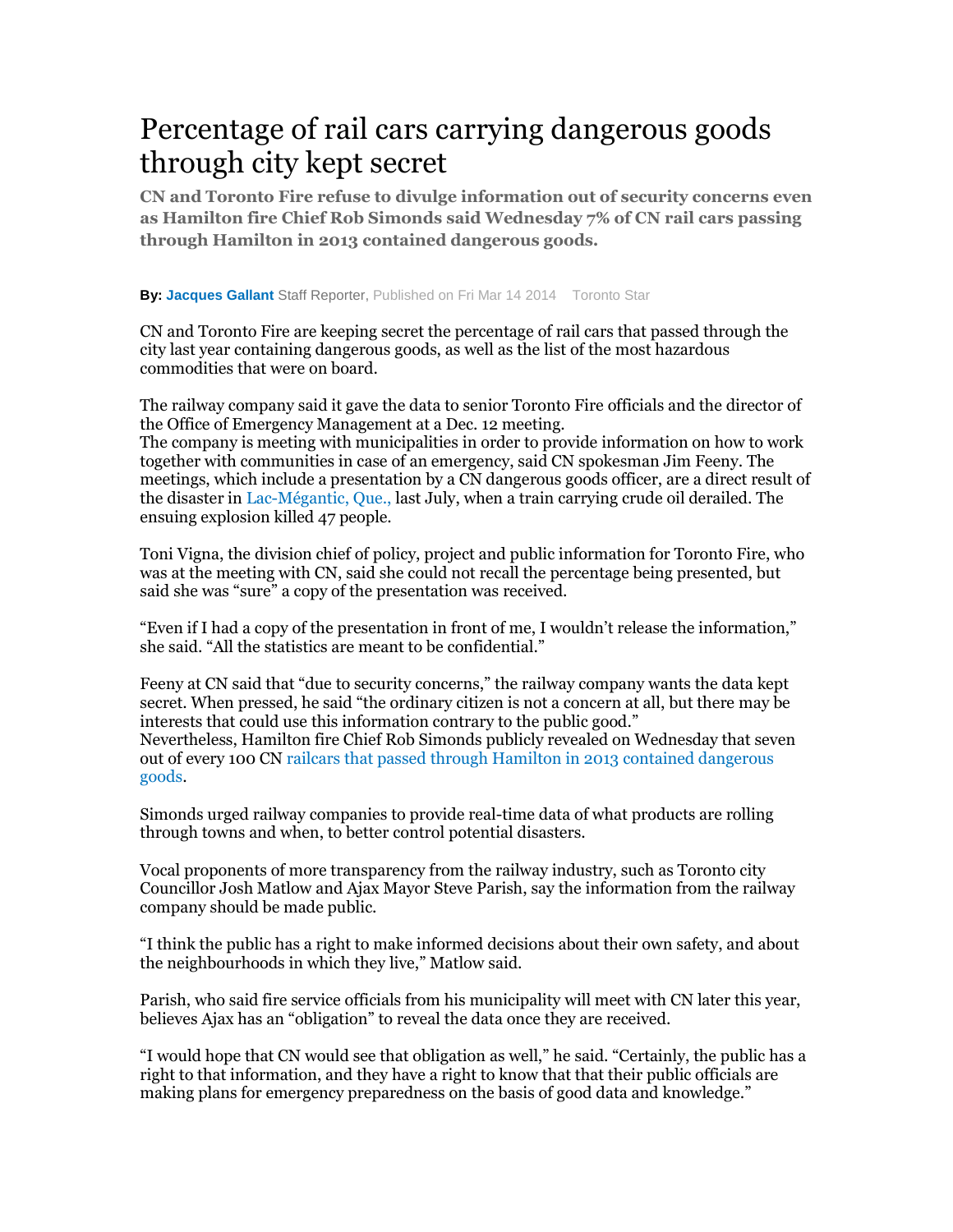# Percentage of rail cars carrying dangerous goods through city kept secret

**CN and Toronto Fire refuse to divulge information out of security concerns even as Hamilton fire Chief Rob Simonds said Wednesday 7% of CN rail cars passing through Hamilton in 2013 contained dangerous goods.**

**By: Jacques Gallant** Staff Reporter, Published on Fri Mar 14 2014 Toronto Star

CN and Toronto Fire are keeping secret the percentage of rail cars that passed through the city last year containing dangerous goods, as well as the list of the most hazardous commodities that were on board.

The railway company said it gave the data to senior Toronto Fire officials and the director of the Office of Emergency Management at a Dec. 12 meeting.
The company is meeting with municipalities in order to provide information on how to work together with communities in case of an emergency, said CN spokesman Jim Feeny. The meetings, which include a presentation by a CN dangerous goods officer, are a direct result of the disaster in Lac-Mégantic, Que., last July, when a train carrying crude oil derailed. The ensuing explosion killed 47 people.

Toni Vigna, the division chief of policy, project and public information for Toronto Fire, who was at the meeting with CN, said she could not recall the percentage being presented, but said she was "sure" a copy of the presentation was received.

"Even if I had a copy of the presentation in front of me, I wouldn't release the information," she said. "All the statistics are meant to be confidential."

Feeny at CN said that "due to security concerns," the railway company wants the data kept secret. When pressed, he said "the ordinary citizen is not a concern at all, but there may be interests that could use this information contrary to the public good."
Nevertheless, Hamilton fire Chief Rob Simonds publicly revealed on Wednesday that seven out of every 100 CN railcars that passed through Hamilton in 2013 contained dangerous goods.

Simonds urged railway companies to provide real-time data of what products are rolling through towns and when, to better control potential disasters.

Vocal proponents of more transparency from the railway industry, such as Toronto city Councillor Josh Matlow and Ajax Mayor Steve Parish, say the information from the railway company should be made public.

"I think the public has a right to make informed decisions about their own safety, and about the neighbourhoods in which they live," Matlow said.

Parish, who said fire service officials from his municipality will meet with CN later this year, believes Ajax has an "obligation" to reveal the data once they are received.

"I would hope that CN would see that obligation as well," he said. "Certainly, the public has a right to that information, and they have a right to know that that their public officials are making plans for emergency preparedness on the basis of good data and knowledge."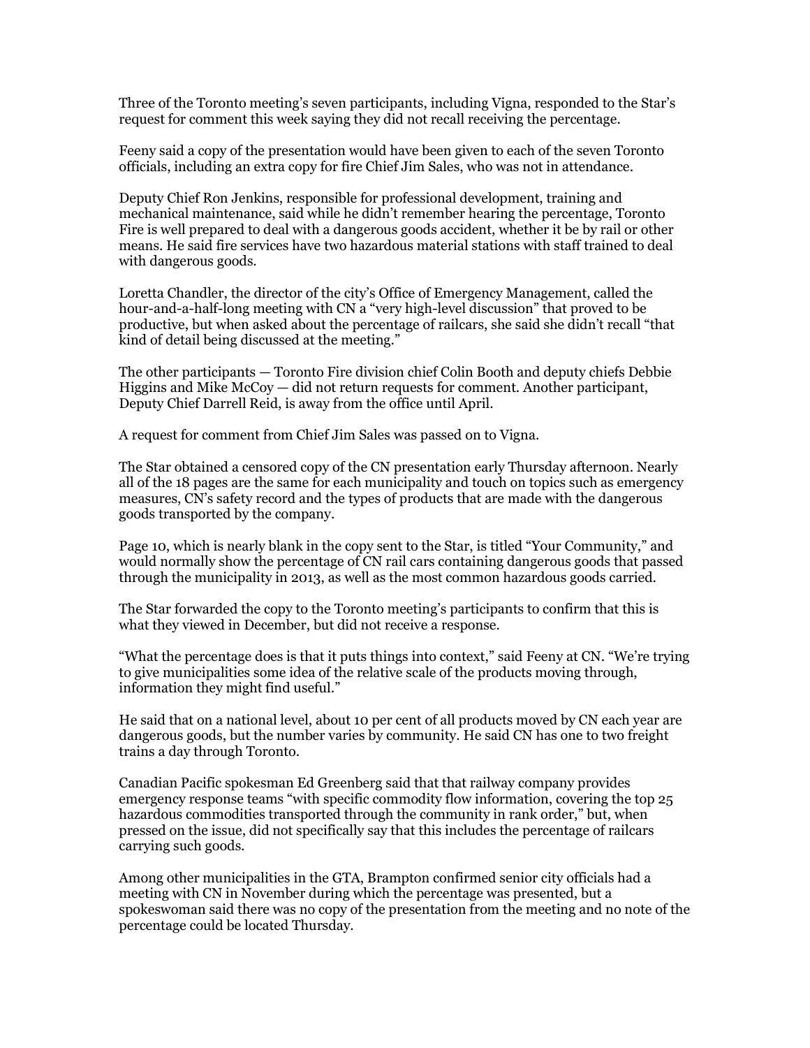Three of the Toronto meeting's seven participants, including Vigna, responded to the Star's request for comment this week saying they did not recall receiving the percentage.

Feeny said a copy of the presentation would have been given to each of the seven Toronto officials, including an extra copy for fire Chief Jim Sales, who was not in attendance.

Deputy Chief Ron Jenkins, responsible for professional development, training and mechanical maintenance, said while he didn't remember hearing the percentage, Toronto Fire is well prepared to deal with a dangerous goods accident, whether it be by rail or other means. He said fire services have two hazardous material stations with staff trained to deal with dangerous goods.

Loretta Chandler, the director of the city's Office of Emergency Management, called the hour-and-a-half-long meeting with CN a "very high-level discussion" that proved to be productive, but when asked about the percentage of railcars, she said she didn't recall "that kind of detail being discussed at the meeting."

The other participants — Toronto Fire division chief Colin Booth and deputy chiefs Debbie Higgins and Mike McCoy — did not return requests for comment. Another participant, Deputy Chief Darrell Reid, is away from the office until April.

A request for comment from Chief Jim Sales was passed on to Vigna.

The Star obtained a censored copy of the CN presentation early Thursday afternoon. Nearly all of the 18 pages are the same for each municipality and touch on topics such as emergency measures, CN's safety record and the types of products that are made with the dangerous goods transported by the company.

Page 10, which is nearly blank in the copy sent to the Star, is titled "Your Community," and would normally show the percentage of CN rail cars containing dangerous goods that passed through the municipality in 2013, as well as the most common hazardous goods carried.

The Star forwarded the copy to the Toronto meeting's participants to confirm that this is what they viewed in December, but did not receive a response.

"What the percentage does is that it puts things into context," said Feeny at CN. "We're trying to give municipalities some idea of the relative scale of the products moving through, information they might find useful."

He said that on a national level, about 10 per cent of all products moved by CN each year are dangerous goods, but the number varies by community. He said CN has one to two freight trains a day through Toronto.

Canadian Pacific spokesman Ed Greenberg said that that railway company provides emergency response teams "with specific commodity flow information, covering the top 25 hazardous commodities transported through the community in rank order," but, when pressed on the issue, did not specifically say that this includes the percentage of railcars carrying such goods.

Among other municipalities in the GTA, Brampton confirmed senior city officials had a meeting with CN in November during which the percentage was presented, but a spokeswoman said there was no copy of the presentation from the meeting and no note of the percentage could be located Thursday.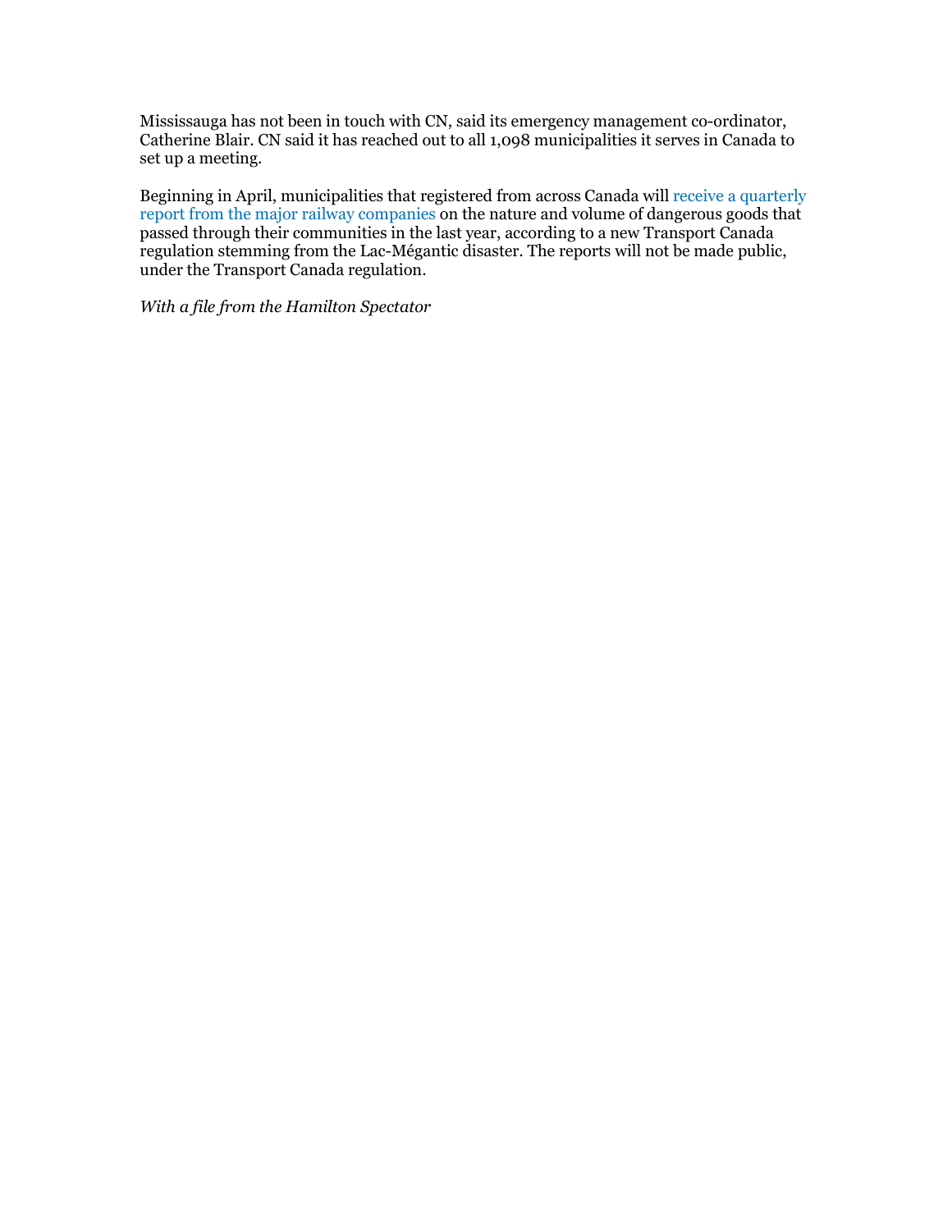Mississauga has not been in touch with CN, said its emergency management co-ordinator, Catherine Blair. CN said it has reached out to all 1,098 municipalities it serves in Canada to set up a meeting.

Beginning in April, municipalities that registered from across Canada will receive a quarterly report from the major railway companies on the nature and volume of dangerous goods that passed through their communities in the last year, according to a new Transport Canada regulation stemming from the Lac-Mégantic disaster. The reports will not be made public, under the Transport Canada regulation.

*With a file from the Hamilton Spectator*